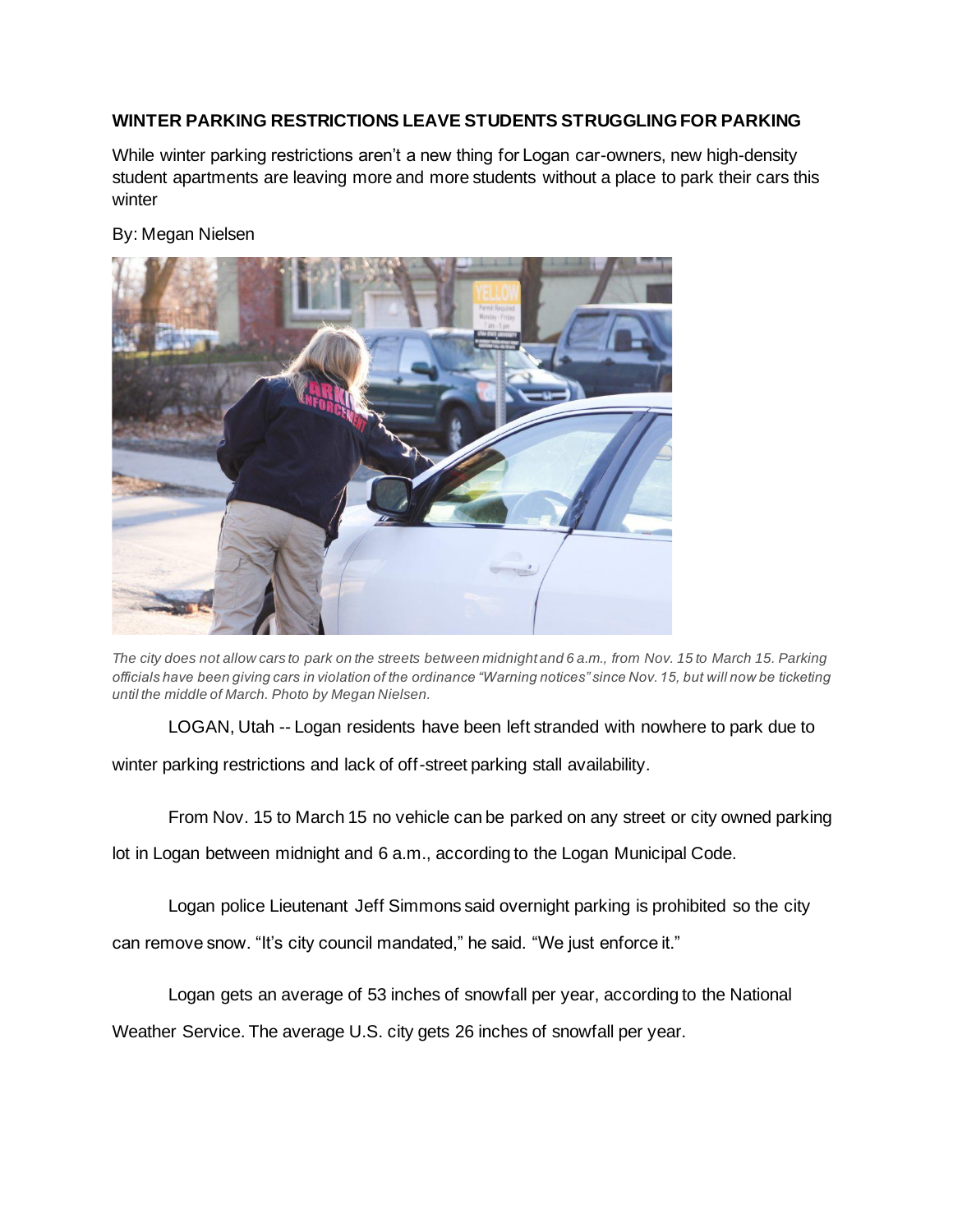**WINTER PARKING RESTRICTIONS LEAVE STUDENTS STRUGGLING FOR PARKING**

While winter parking restrictions aren't a new thing for Logan car-owners, new high-density student apartments are leaving more and more students without a place to park their cars this winter

By: Megan Nielsen

*The city does not allow cars to park on the streets between midnight and 6 a.m., from Nov. 15 to March 15. Parking officials have been giving cars in violation of the ordinance "Warning notices" since Nov. 15, but will now be ticketing until the middle of March. Photo by Megan Nielsen.*

LOGAN, Utah -- Logan residents have been left stranded with nowhere to park due to winter parking restrictions and lack of off-street parking stall availability.

From Nov. 15 to March 15 no vehicle can be parked on any street or city owned parking lot in Logan between midnight and 6 a.m., according to the Logan Municipal Code.

Logan police Lieutenant Jeff Simmons said overnight parking is prohibited so the city can remove snow. "It's city council mandated," he said. "We just enforce it."

Logan gets an average of 53 inches of snowfall per year, according to the National Weather Service. The average U.S. city gets 26 inches of snowfall per year.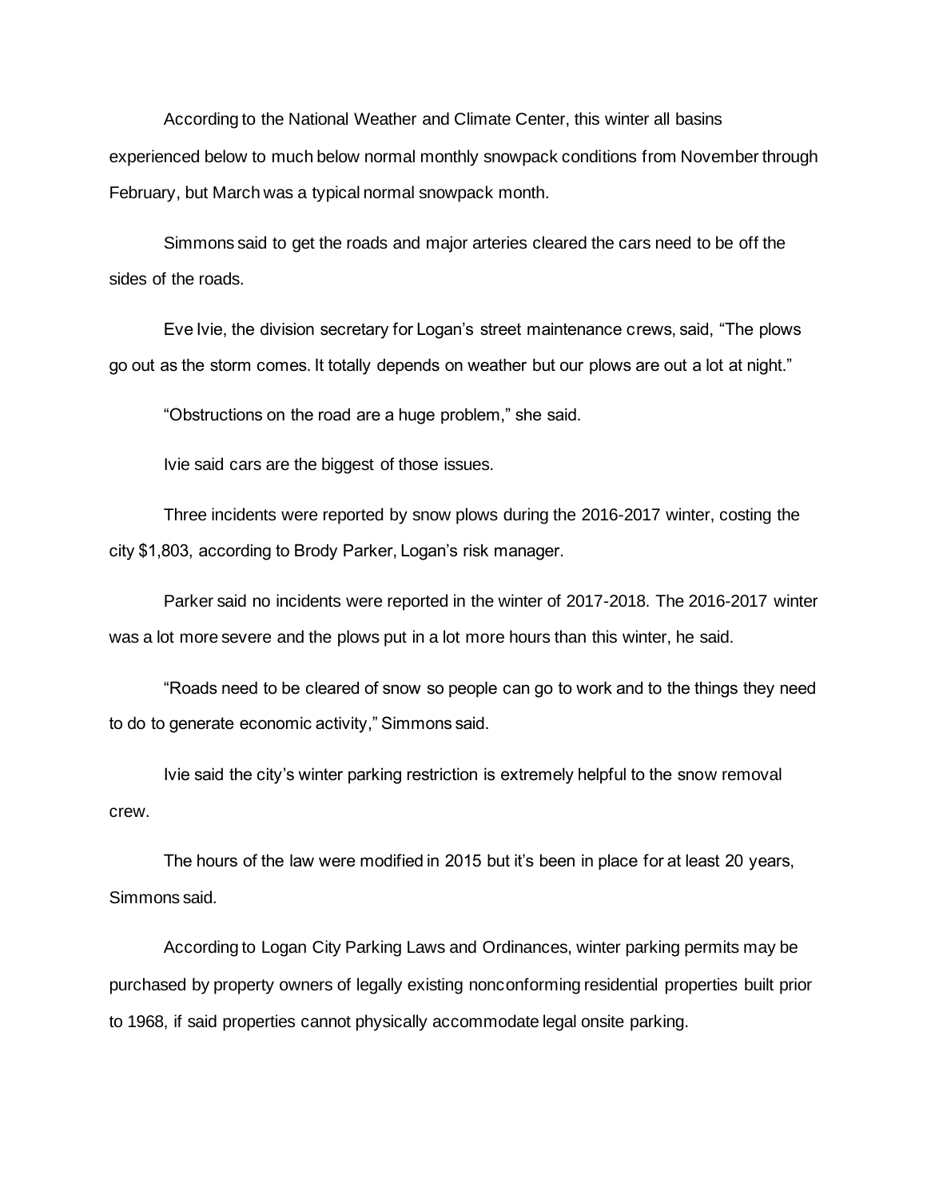According to the National Weather and Climate Center, this winter all basins experienced below to much below normal monthly snowpack conditions from November through February, but March was a typical normal snowpack month.

Simmons said to get the roads and major arteries cleared the cars need to be off the sides of the roads.

Eve Ivie, the division secretary for Logan's street maintenance crews, said, "The plows go out as the storm comes. It totally depends on weather but our plows are out a lot at night."

"Obstructions on the road are a huge problem," she said.

Ivie said cars are the biggest of those issues.

Three incidents were reported by snow plows during the 2016-2017 winter, costing the city $1,803, according to Brody Parker, Logan's risk manager.

Parker said no incidents were reported in the winter of 2017-2018. The 2016-2017 winter was a lot more severe and the plows put in a lot more hours than this winter, he said.

"Roads need to be cleared of snow so people can go to work and to the things they need to do to generate economic activity," Simmons said.

Ivie said the city's winter parking restriction is extremely helpful to the snow removal crew.

The hours of the law were modified in 2015 but it's been in place for at least 20 years, Simmons said.

According to Logan City Parking Laws and Ordinances, winter parking permits may be purchased by property owners of legally existing nonconforming residential properties built prior to 1968, if said properties cannot physically accommodate legal onsite parking.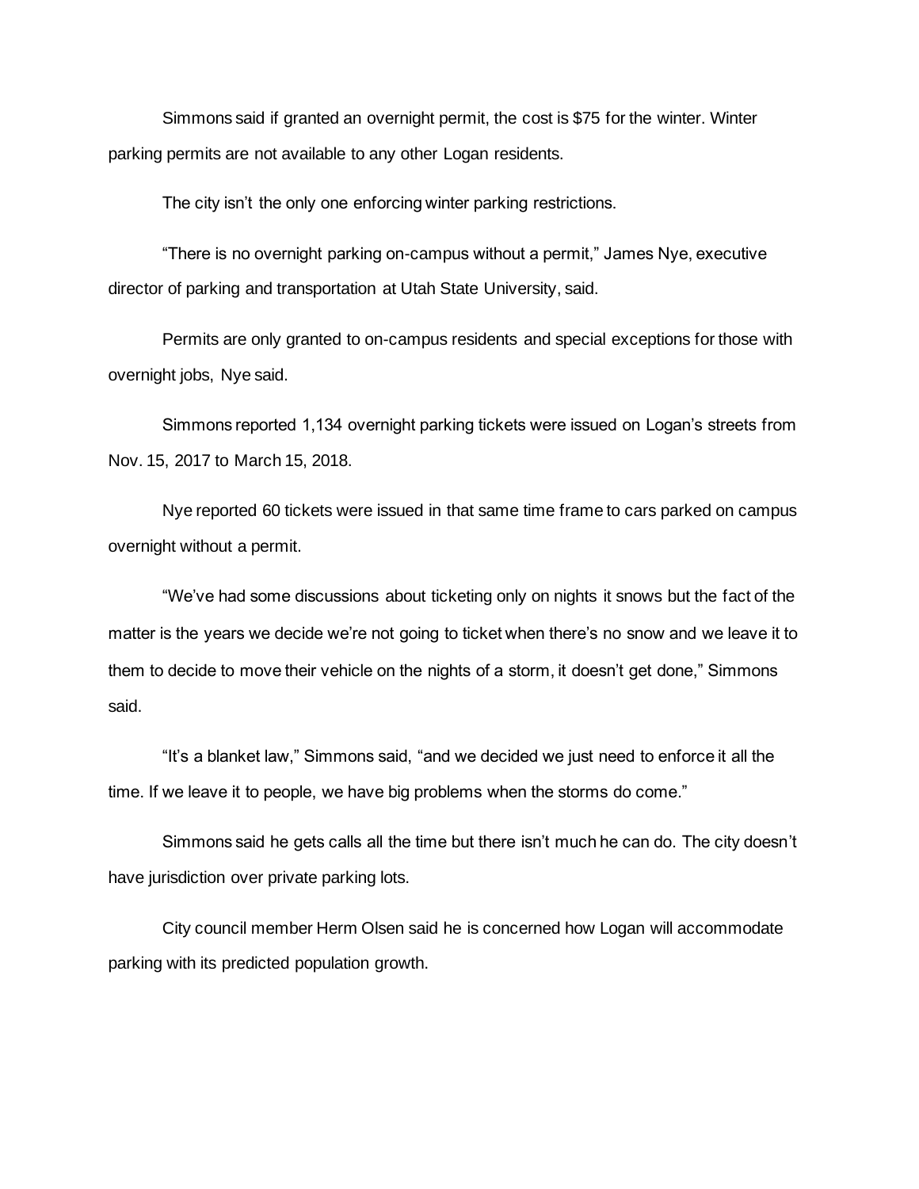Simmons said if granted an overnight permit, the cost is $75 for the winter. Winter parking permits are not available to any other Logan residents.

The city isn't the only one enforcing winter parking restrictions.

"There is no overnight parking on-campus without a permit," James Nye, executive director of parking and transportation at Utah State University, said.

Permits are only granted to on-campus residents and special exceptions for those with overnight jobs, Nye said.

Simmons reported 1,134 overnight parking tickets were issued on Logan's streets from Nov. 15, 2017 to March 15, 2018.

Nye reported 60 tickets were issued in that same time frame to cars parked on campus overnight without a permit.

"We've had some discussions about ticketing only on nights it snows but the fact of the matter is the years we decide we're not going to ticket when there's no snow and we leave it to them to decide to move their vehicle on the nights of a storm, it doesn't get done," Simmons said.

"It's a blanket law," Simmons said, "and we decided we just need to enforce it all the time. If we leave it to people, we have big problems when the storms do come."

Simmons said he gets calls all the time but there isn't much he can do. The city doesn't have jurisdiction over private parking lots.

City council member Herm Olsen said he is concerned how Logan will accommodate parking with its predicted population growth.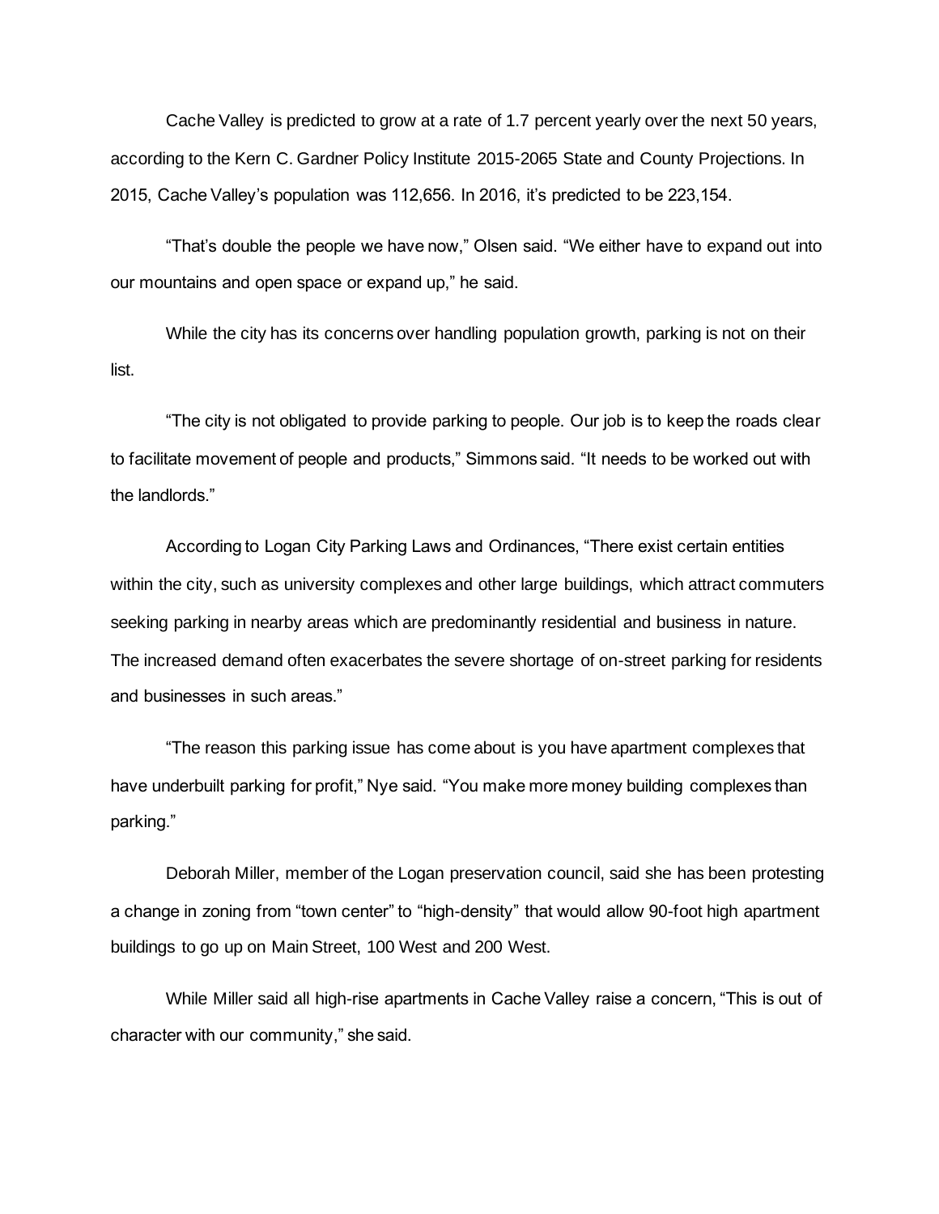Cache Valley is predicted to grow at a rate of 1.7 percent yearly over the next 50 years, according to the Kern C. Gardner Policy Institute 2015-2065 State and County Projections. In 2015, Cache Valley's population was 112,656. In 2016, it's predicted to be 223,154.

"That's double the people we have now," Olsen said. "We either have to expand out into our mountains and open space or expand up," he said.

While the city has its concerns over handling population growth, parking is not on their list.

"The city is not obligated to provide parking to people. Our job is to keep the roads clear to facilitate movement of people and products," Simmons said. "It needs to be worked out with the landlords."

According to Logan City Parking Laws and Ordinances, "There exist certain entities within the city, such as university complexes and other large buildings, which attract commuters seeking parking in nearby areas which are predominantly residential and business in nature. The increased demand often exacerbates the severe shortage of on-street parking for residents and businesses in such areas."

"The reason this parking issue has come about is you have apartment complexes that have underbuilt parking for profit," Nye said. "You make more money building complexes than parking."

Deborah Miller, member of the Logan preservation council, said she has been protesting a change in zoning from "town center" to "high-density" that would allow 90-foot high apartment buildings to go up on Main Street, 100 West and 200 West.

While Miller said all high-rise apartments in Cache Valley raise a concern, "This is out of character with our community," she said.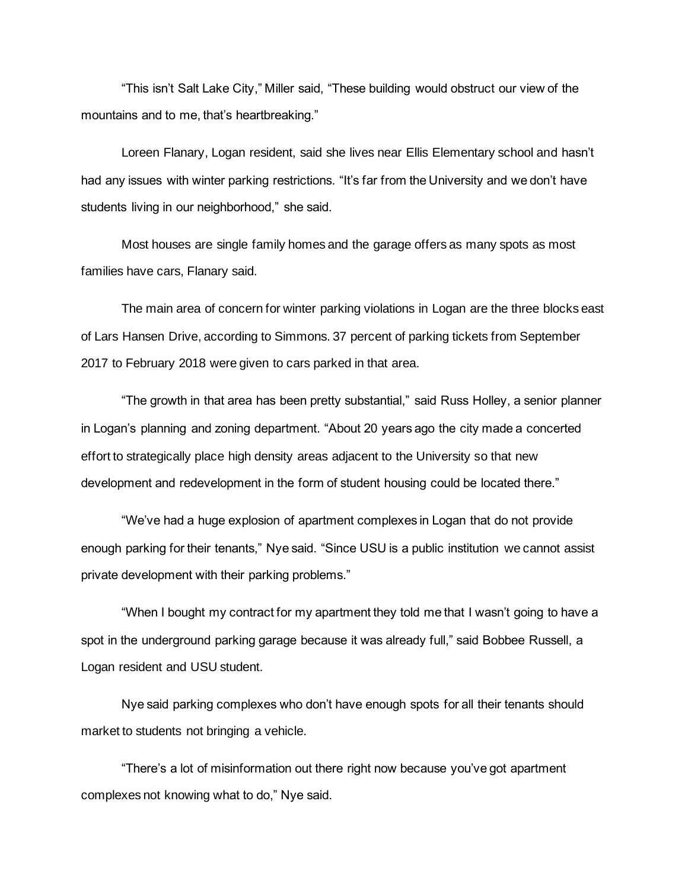"This isn't Salt Lake City," Miller said, "These building would obstruct our view of the mountains and to me, that's heartbreaking."

Loreen Flanary, Logan resident, said she lives near Ellis Elementary school and hasn't had any issues with winter parking restrictions. "It's far from the University and we don't have students living in our neighborhood," she said.

Most houses are single family homes and the garage offers as many spots as most families have cars, Flanary said.

The main area of concern for winter parking violations in Logan are the three blocks east of Lars Hansen Drive, according to Simmons. 37 percent of parking tickets from September 2017 to February 2018 were given to cars parked in that area.

"The growth in that area has been pretty substantial," said Russ Holley, a senior planner in Logan's planning and zoning department. "About 20 years ago the city made a concerted effort to strategically place high density areas adjacent to the University so that new development and redevelopment in the form of student housing could be located there."

"We've had a huge explosion of apartment complexes in Logan that do not provide enough parking for their tenants," Nye said. "Since USU is a public institution we cannot assist private development with their parking problems."

"When I bought my contract for my apartment they told me that I wasn't going to have a spot in the underground parking garage because it was already full," said Bobbee Russell, a Logan resident and USU student.

Nye said parking complexes who don't have enough spots for all their tenants should market to students not bringing a vehicle.

"There's a lot of misinformation out there right now because you've got apartment complexes not knowing what to do," Nye said.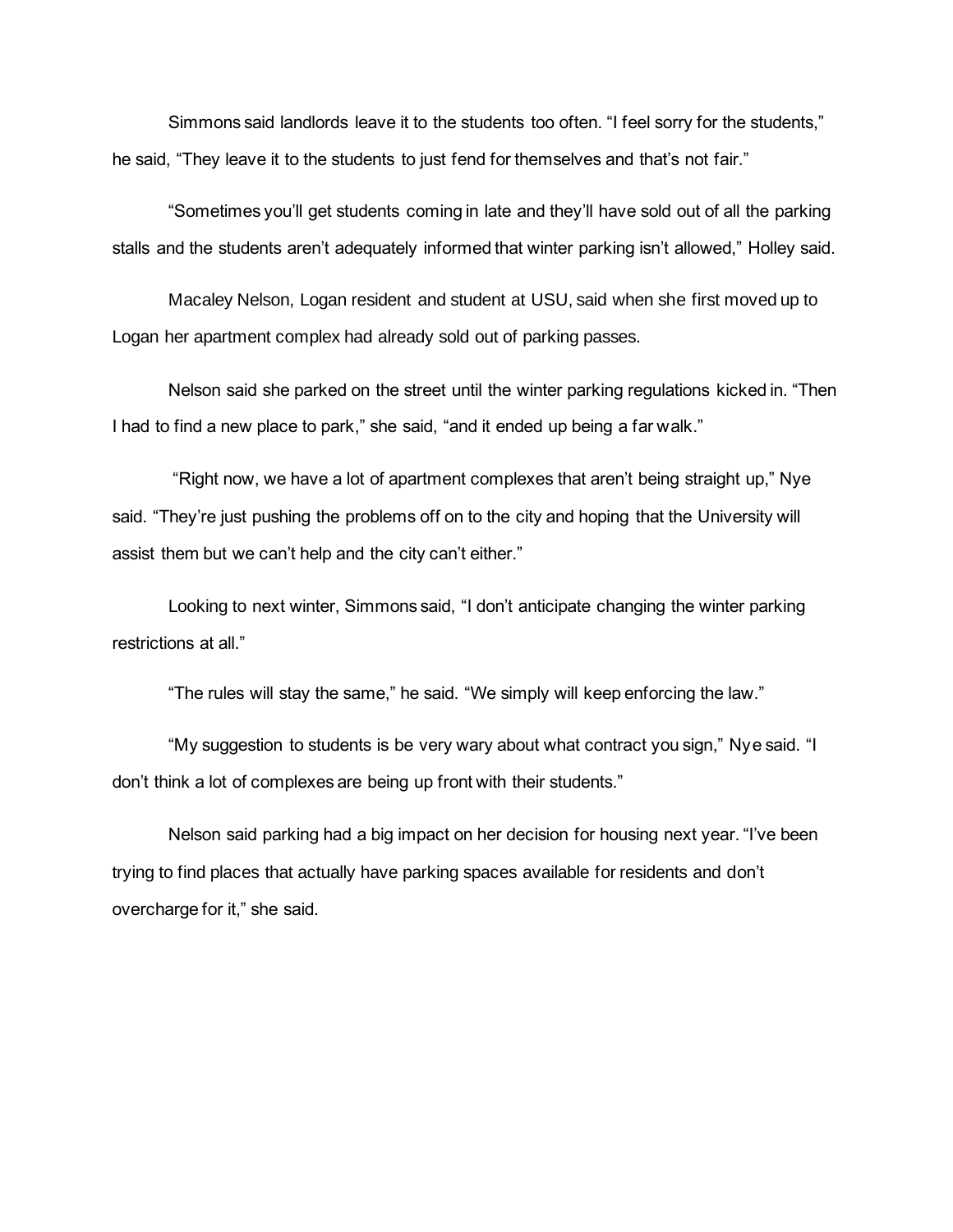Simmons said landlords leave it to the students too often. “I feel sorry for the students,” he said, “They leave it to the students to just fend for themselves and that’s not fair.”

“Sometimes you’ll get students coming in late and they’ll have sold out of all the parking stalls and the students aren’t adequately informed that winter parking isn’t allowed,” Holley said.

Macaley Nelson, Logan resident and student at USU, said when she first moved up to Logan her apartment complex had already sold out of parking passes.

Nelson said she parked on the street until the winter parking regulations kicked in. “Then I had to find a new place to park,” she said, “and it ended up being a far walk.”

“Right now, we have a lot of apartment complexes that aren’t being straight up,” Nye said. “They’re just pushing the problems off on to the city and hoping that the University will assist them but we can’t help and the city can’t either.”

Looking to next winter, Simmons said, “I don’t anticipate changing the winter parking restrictions at all.”

“The rules will stay the same,” he said. “We simply will keep enforcing the law.”

“My suggestion to students is be very wary about what contract you sign,” Nye said. “I don’t think a lot of complexes are being up front with their students.”

Nelson said parking had a big impact on her decision for housing next year. “I’ve been trying to find places that actually have parking spaces available for residents and don’t overcharge for it,” she said.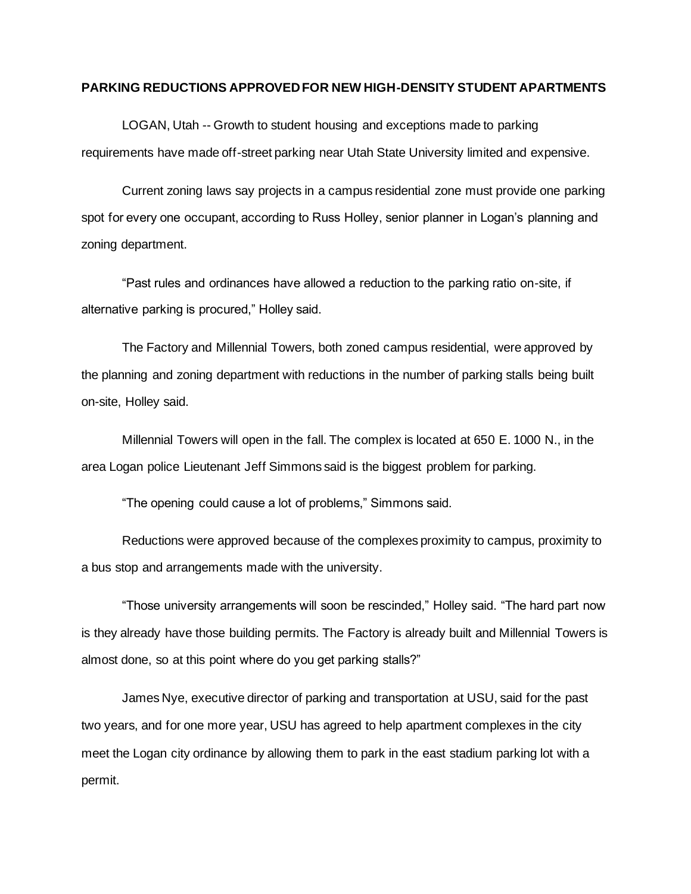**PARKING REDUCTIONS APPROVED FOR NEW HIGH-DENSITY STUDENT APARTMENTS**

LOGAN, Utah -- Growth to student housing and exceptions made to parking requirements have made off-street parking near Utah State University limited and expensive.

Current zoning laws say projects in a campus residential zone must provide one parking spot for every one occupant, according to Russ Holley, senior planner in Logan's planning and zoning department.

"Past rules and ordinances have allowed a reduction to the parking ratio on-site, if alternative parking is procured," Holley said.

The Factory and Millennial Towers, both zoned campus residential, were approved by the planning and zoning department with reductions in the number of parking stalls being built on-site, Holley said.

Millennial Towers will open in the fall. The complex is located at 650 E. 1000 N., in the area Logan police Lieutenant Jeff Simmons said is the biggest problem for parking.

"The opening could cause a lot of problems," Simmons said.

Reductions were approved because of the complexes proximity to campus, proximity to a bus stop and arrangements made with the university.

"Those university arrangements will soon be rescinded," Holley said. "The hard part now is they already have those building permits. The Factory is already built and Millennial Towers is almost done, so at this point where do you get parking stalls?"

James Nye, executive director of parking and transportation at USU, said for the past two years, and for one more year, USU has agreed to help apartment complexes in the city meet the Logan city ordinance by allowing them to park in the east stadium parking lot with a permit.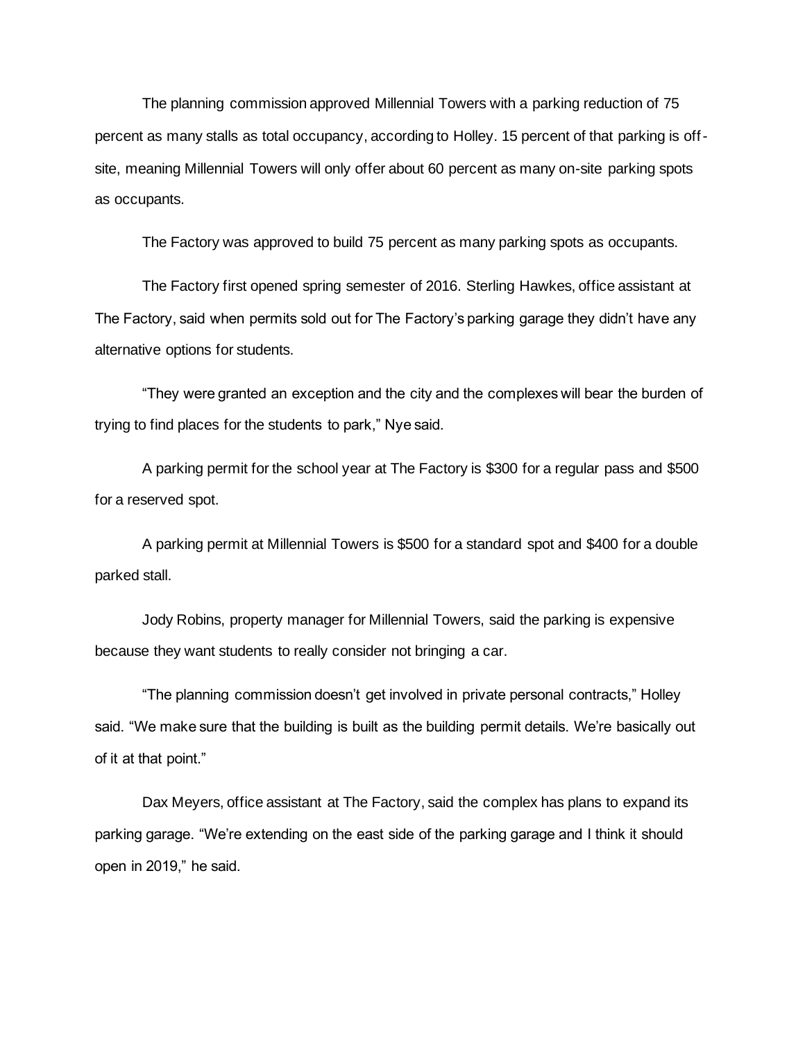The planning commission approved Millennial Towers with a parking reduction of 75 percent as many stalls as total occupancy, according to Holley. 15 percent of that parking is off-site, meaning Millennial Towers will only offer about 60 percent as many on-site parking spots as occupants.

The Factory was approved to build 75 percent as many parking spots as occupants.

The Factory first opened spring semester of 2016. Sterling Hawkes, office assistant at The Factory, said when permits sold out for The Factory's parking garage they didn't have any alternative options for students.

"They were granted an exception and the city and the complexes will bear the burden of trying to find places for the students to park," Nye said.

A parking permit for the school year at The Factory is $300 for a regular pass and $500 for a reserved spot.

A parking permit at Millennial Towers is $500 for a standard spot and $400 for a double parked stall.

Jody Robins, property manager for Millennial Towers, said the parking is expensive because they want students to really consider not bringing a car.

"The planning commission doesn't get involved in private personal contracts," Holley said. "We make sure that the building is built as the building permit details. We're basically out of it at that point."

Dax Meyers, office assistant at The Factory, said the complex has plans to expand its parking garage. "We're extending on the east side of the parking garage and I think it should open in 2019," he said.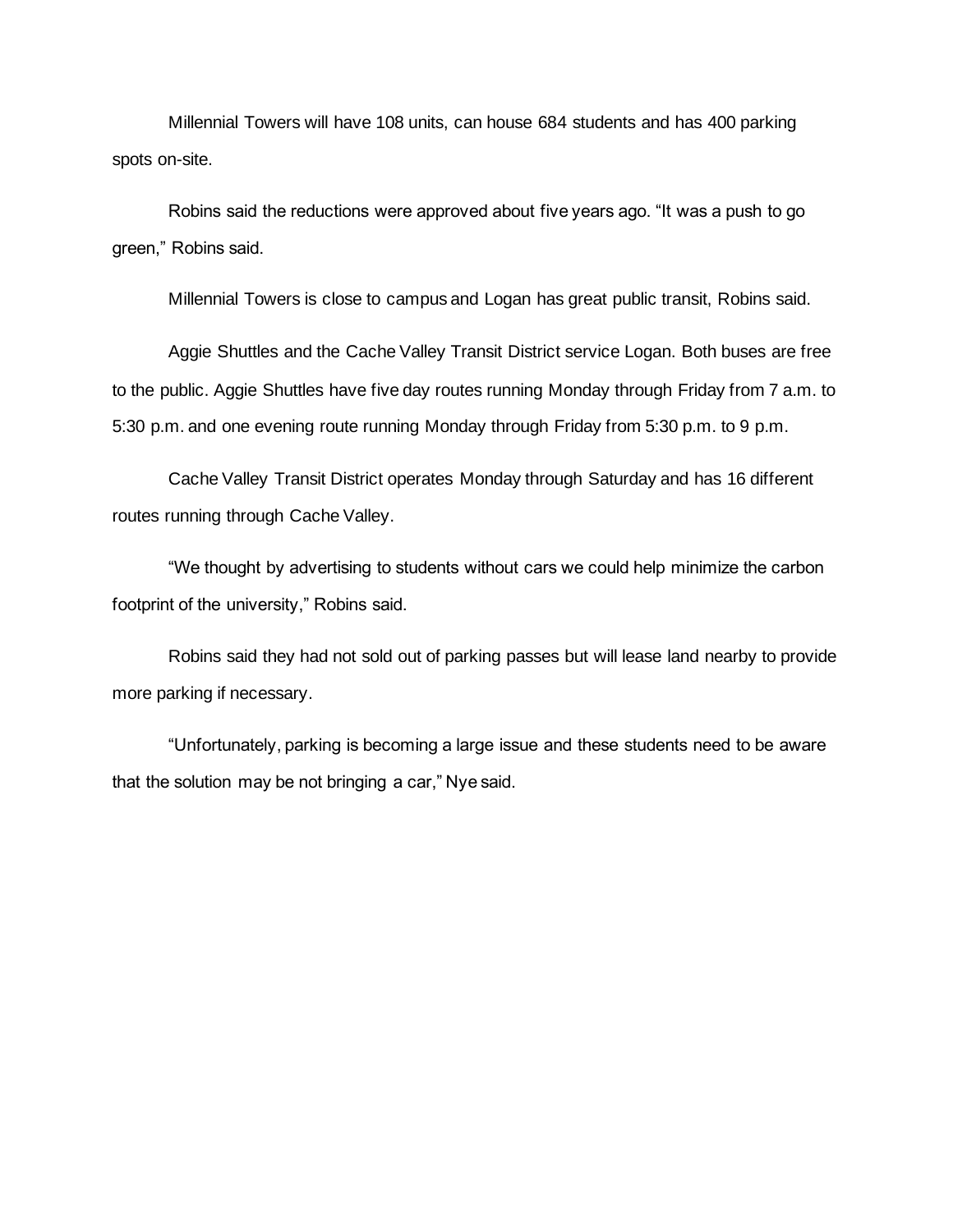Millennial Towers will have 108 units, can house 684 students and has 400 parking spots on-site.

Robins said the reductions were approved about five years ago. "It was a push to go green," Robins said.

Millennial Towers is close to campus and Logan has great public transit, Robins said.

Aggie Shuttles and the Cache Valley Transit District service Logan. Both buses are free to the public. Aggie Shuttles have five day routes running Monday through Friday from 7 a.m. to 5:30 p.m. and one evening route running Monday through Friday from 5:30 p.m. to 9 p.m.

Cache Valley Transit District operates Monday through Saturday and has 16 different routes running through Cache Valley.

"We thought by advertising to students without cars we could help minimize the carbon footprint of the university," Robins said.

Robins said they had not sold out of parking passes but will lease land nearby to provide more parking if necessary.

"Unfortunately, parking is becoming a large issue and these students need to be aware that the solution may be not bringing a car," Nye said.